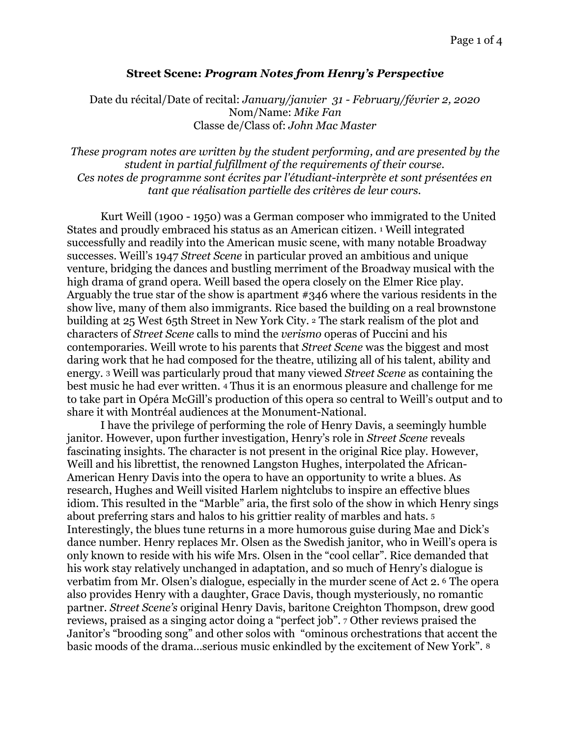**Street Scene: *Program Notes from Henry's Perspective***

Date du récital/Date of recital: *January/janvier 31 - February/février 2, 2020*
Nom/Name: *Mike Fan*
Classe de/Class of: *John Mac Master*

*These program notes are written by the student performing, and are presented by the student in partial fulfillment of the requirements of their course.*
*Ces notes de programme sont écrites par l'étudiant-interprète et sont présentées en tant que réalisation partielle des critères de leur cours.*

Kurt Weill (1900 - 1950) was a German composer who immigrated to the United States and proudly embraced his status as an American citizen. [1] Weill integrated successfully and readily into the American music scene, with many notable Broadway successes. Weill's 1947 *Street Scene* in particular proved an ambitious and unique venture, bridging the dances and bustling merriment of the Broadway musical with the high drama of grand opera. Weill based the opera closely on the Elmer Rice play. Arguably the true star of the show is apartment #346 where the various residents in the show live, many of them also immigrants. Rice based the building on a real brownstone building at 25 West 65th Street in New York City. [2] The stark realism of the plot and characters of *Street Scene* calls to mind the *verismo* operas of Puccini and his contemporaries. Weill wrote to his parents that *Street Scene* was the biggest and most daring work that he had composed for the theatre, utilizing all of his talent, ability and energy. [3] Weill was particularly proud that many viewed *Street Scene* as containing the best music he had ever written. [4] Thus it is an enormous pleasure and challenge for me to take part in Opéra McGill's production of this opera so central to Weill's output and to share it with Montréal audiences at the Monument-National.

I have the privilege of performing the role of Henry Davis, a seemingly humble janitor. However, upon further investigation, Henry's role in *Street Scene* reveals fascinating insights. The character is not present in the original Rice play. However, Weill and his librettist, the renowned Langston Hughes, interpolated the African-American Henry Davis into the opera to have an opportunity to write a blues. As research, Hughes and Weill visited Harlem nightclubs to inspire an effective blues idiom. This resulted in the "Marble" aria, the first solo of the show in which Henry sings about preferring stars and halos to his grittier reality of marbles and hats. [5] Interestingly, the blues tune returns in a more humorous guise during Mae and Dick's dance number. Henry replaces Mr. Olsen as the Swedish janitor, who in Weill's opera is only known to reside with his wife Mrs. Olsen in the "cool cellar". Rice demanded that his work stay relatively unchanged in adaptation, and so much of Henry's dialogue is verbatim from Mr. Olsen's dialogue, especially in the murder scene of Act 2. [6] The opera also provides Henry with a daughter, Grace Davis, though mysteriously, no romantic partner. *Street Scene's* original Henry Davis, baritone Creighton Thompson, drew good reviews, praised as a singing actor doing a "perfect job". [7] Other reviews praised the Janitor's "brooding song" and other solos with "ominous orchestrations that accent the basic moods of the drama…serious music enkindled by the excitement of New York". [8]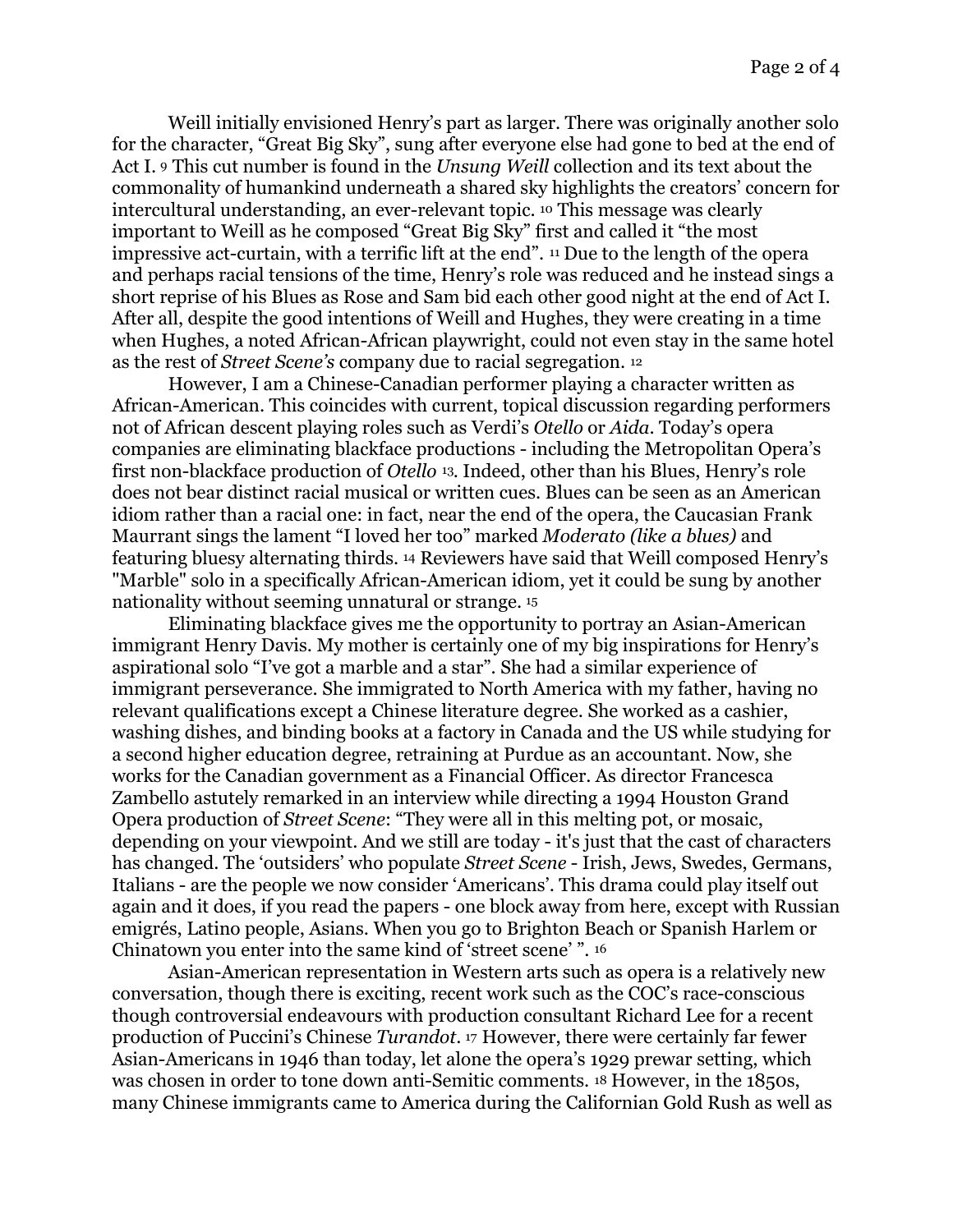Weill initially envisioned Henry's part as larger. There was originally another solo for the character, "Great Big Sky", sung after everyone else had gone to bed at the end of Act I. [9] This cut number is found in the *Unsung Weill* collection and its text about the commonality of humankind underneath a shared sky highlights the creators' concern for intercultural understanding, an ever-relevant topic. [10] This message was clearly important to Weill as he composed "Great Big Sky" first and called it "the most impressive act-curtain, with a terrific lift at the end". [11] Due to the length of the opera and perhaps racial tensions of the time, Henry's role was reduced and he instead sings a short reprise of his Blues as Rose and Sam bid each other good night at the end of Act I. After all, despite the good intentions of Weill and Hughes, they were creating in a time when Hughes, a noted African-African playwright, could not even stay in the same hotel as the rest of *Street Scene's* company due to racial segregation. [12]

However, I am a Chinese-Canadian performer playing a character written as African-American. This coincides with current, topical discussion regarding performers not of African descent playing roles such as Verdi's *Otello* or *Aida*. Today's opera companies are eliminating blackface productions - including the Metropolitan Opera's first non-blackface production of *Otello* [13]. Indeed, other than his Blues, Henry's role does not bear distinct racial musical or written cues. Blues can be seen as an American idiom rather than a racial one: in fact, near the end of the opera, the Caucasian Frank Maurrant sings the lament "I loved her too" marked *Moderato (like a blues)* and featuring bluesy alternating thirds. [14] Reviewers have said that Weill composed Henry's "Marble" solo in a specifically African-American idiom, yet it could be sung by another nationality without seeming unnatural or strange. [15]

Eliminating blackface gives me the opportunity to portray an Asian-American immigrant Henry Davis. My mother is certainly one of my big inspirations for Henry's aspirational solo "I've got a marble and a star". She had a similar experience of immigrant perseverance. She immigrated to North America with my father, having no relevant qualifications except a Chinese literature degree. She worked as a cashier, washing dishes, and binding books at a factory in Canada and the US while studying for a second higher education degree, retraining at Purdue as an accountant. Now, she works for the Canadian government as a Financial Officer. As director Francesca Zambello astutely remarked in an interview while directing a 1994 Houston Grand Opera production of *Street Scene*: "They were all in this melting pot, or mosaic, depending on your viewpoint. And we still are today - it's just that the cast of characters has changed. The 'outsiders' who populate *Street Scene* - Irish, Jews, Swedes, Germans, Italians - are the people we now consider 'Americans'. This drama could play itself out again and it does, if you read the papers - one block away from here, except with Russian emigrés, Latino people, Asians. When you go to Brighton Beach or Spanish Harlem or Chinatown you enter into the same kind of 'street scene' ". [16]

Asian-American representation in Western arts such as opera is a relatively new conversation, though there is exciting, recent work such as the COC's race-conscious though controversial endeavours with production consultant Richard Lee for a recent production of Puccini's Chinese *Turandot*. [17] However, there were certainly far fewer Asian-Americans in 1946 than today, let alone the opera's 1929 prewar setting, which was chosen in order to tone down anti-Semitic comments. [18] However, in the 1850s, many Chinese immigrants came to America during the Californian Gold Rush as well as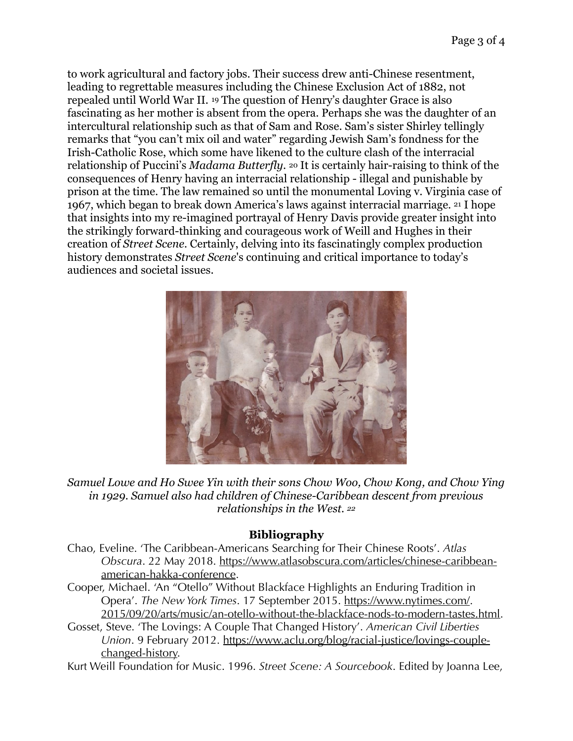to work agricultural and factory jobs. Their success drew anti-Chinese resentment, leading to regrettable measures including the Chinese Exclusion Act of 1882, not repealed until World War II. [19] The question of Henry's daughter Grace is also fascinating as her mother is absent from the opera. Perhaps she was the daughter of an intercultural relationship such as that of Sam and Rose. Sam's sister Shirley tellingly remarks that "you can't mix oil and water" regarding Jewish Sam's fondness for the Irish-Catholic Rose, which some have likened to the culture clash of the interracial relationship of Puccini's *Madama Butterfly*. [20] It is certainly hair-raising to think of the consequences of Henry having an interracial relationship - illegal and punishable by prison at the time. The law remained so until the monumental Loving v. Virginia case of 1967, which began to break down America's laws against interracial marriage. [21] I hope that insights into my re-imagined portrayal of Henry Davis provide greater insight into the strikingly forward-thinking and courageous work of Weill and Hughes in their creation of *Street Scene*. Certainly, delving into its fascinatingly complex production history demonstrates *Street Scene*'s continuing and critical importance to today's audiences and societal issues.

*Samuel Lowe and Ho Swee Yin with their sons Chow Woo, Chow Kong, and Chow Ying in 1929. Samuel also had children of Chinese-Caribbean descent from previous relationships in the West.* [22]

## Bibliography

Chao, Eveline. 'The Caribbean-Americans Searching for Their Chinese Roots'. *Atlas Obscura*. 22 May 2018. https://www.atlasobscura.com/articles/chinese-caribbean-american-hakka-conference.

Cooper, Michael. 'An "Otello" Without Blackface Highlights an Enduring Tradition in Opera'. *The New York Times*. 17 September 2015. https://www.nytimes.com/. 2015/09/20/arts/music/an-otello-without-the-blackface-nods-to-modern-tastes.html.

Gosset, Steve. 'The Lovings: A Couple That Changed History'. *American Civil Liberties Union*. 9 February 2012. https://www.aclu.org/blog/racial-justice/lovings-couple-changed-history.

Kurt Weill Foundation for Music. 1996. *Street Scene: A Sourcebook*. Edited by Joanna Lee,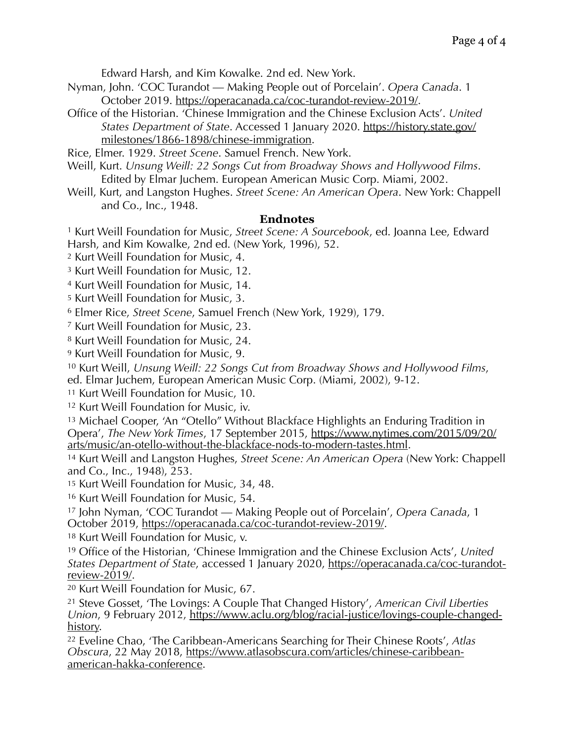Edward Harsh, and Kim Kowalke. 2nd ed. New York.

Nyman, John. 'COC Turandot — Making People out of Porcelain'. *Opera Canada*. 1 October 2019. https://operacanada.ca/coc-turandot-review-2019/.

Office of the Historian. 'Chinese Immigration and the Chinese Exclusion Acts'. *United States Department of State*. Accessed 1 January 2020. https://history.state.gov/milestones/1866-1898/chinese-immigration.

Rice, Elmer. 1929. *Street Scene*. Samuel French. New York.

Weill, Kurt. *Unsung Weill: 22 Songs Cut from Broadway Shows and Hollywood Films*. Edited by Elmar Juchem. European American Music Corp. Miami, 2002.

Weill, Kurt, and Langston Hughes. *Street Scene: An American Opera*. New York: Chappell and Co., Inc., 1948.

## Endnotes

[1] Kurt Weill Foundation for Music, *Street Scene: A Sourcebook*, ed. Joanna Lee, Edward Harsh, and Kim Kowalke, 2nd ed. (New York, 1996), 52.

[2] Kurt Weill Foundation for Music, 4.

[3] Kurt Weill Foundation for Music, 12.

[4] Kurt Weill Foundation for Music, 14.

[5] Kurt Weill Foundation for Music, 3.

[6] Elmer Rice, *Street Scene*, Samuel French (New York, 1929), 179.

[7] Kurt Weill Foundation for Music, 23.

[8] Kurt Weill Foundation for Music, 24.

[9] Kurt Weill Foundation for Music, 9.

[10] Kurt Weill, *Unsung Weill: 22 Songs Cut from Broadway Shows and Hollywood Films*, ed. Elmar Juchem, European American Music Corp. (Miami, 2002), 9-12.

[11] Kurt Weill Foundation for Music, 10.

[12] Kurt Weill Foundation for Music, iv.

[13] Michael Cooper, 'An "Otello" Without Blackface Highlights an Enduring Tradition in Opera', *The New York Times*, 17 September 2015, https://www.nytimes.com/2015/09/20/arts/music/an-otello-without-the-blackface-nods-to-modern-tastes.html.

[14] Kurt Weill and Langston Hughes, *Street Scene: An American Opera* (New York: Chappell and Co., Inc., 1948), 253.

[15] Kurt Weill Foundation for Music, 34, 48.

[16] Kurt Weill Foundation for Music, 54.

[17] John Nyman, 'COC Turandot — Making People out of Porcelain', *Opera Canada*, 1 October 2019, https://operacanada.ca/coc-turandot-review-2019/.

[18] Kurt Weill Foundation for Music, v.

[19] Office of the Historian, 'Chinese Immigration and the Chinese Exclusion Acts', *United States Department of State*, accessed 1 January 2020, https://operacanada.ca/coc-turandot-review-2019/.

[20] Kurt Weill Foundation for Music, 67.

[21] Steve Gosset, 'The Lovings: A Couple That Changed History', *American Civil Liberties Union*, 9 February 2012, https://www.aclu.org/blog/racial-justice/lovings-couple-changed-history.

[22] Eveline Chao, 'The Caribbean-Americans Searching for Their Chinese Roots', *Atlas Obscura*, 22 May 2018, https://www.atlasobscura.com/articles/chinese-caribbean-american-hakka-conference.